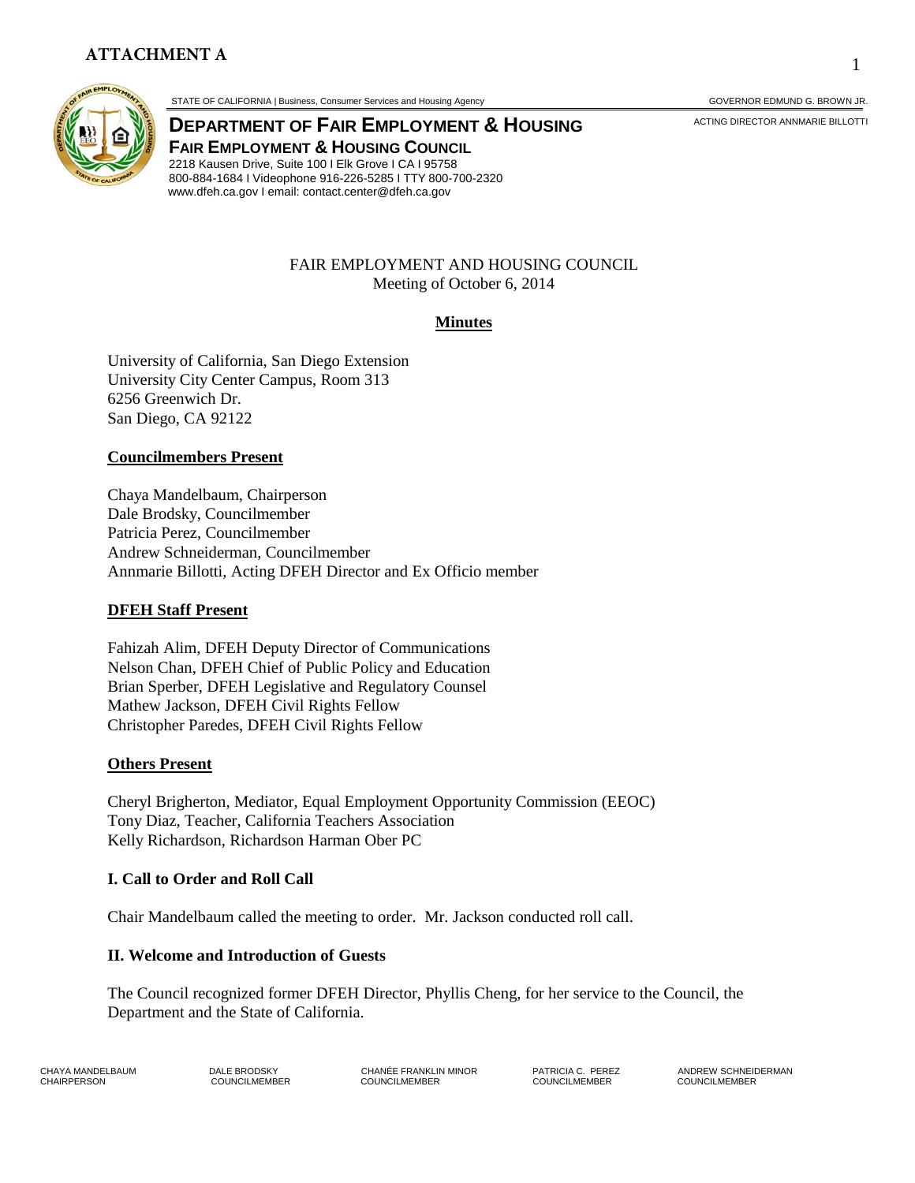**ATTACHMENT A**

STATE OF CALIFORNIA | Business, Consumer Services and Housing Agency — GOVERNOR EDMUND G. BROWN JR.

**DEPARTMENT OF FAIR EMPLOYMENT & HOUSING** — ACTING DIRECTOR ANNMARIE BILLOTTI

**FAIR EMPLOYMENT & HOUSING COUNCIL**

2218 Kausen Drive, Suite 100 I Elk Grove I CA I 95758
800-884-1684 I Videophone 916-226-5285 I TTY 800-700-2320
www.dfeh.ca.gov I email: contact.center@dfeh.ca.gov

FAIR EMPLOYMENT AND HOUSING COUNCIL
Meeting of October 6, 2014

**Minutes**

University of California, San Diego Extension
University City Center Campus, Room 313
6256 Greenwich Dr.
San Diego, CA 92122

**Councilmembers Present**

Chaya Mandelbaum, Chairperson
Dale Brodsky, Councilmember
Patricia Perez, Councilmember
Andrew Schneiderman, Councilmember
Annmarie Billotti, Acting DFEH Director and Ex Officio member

**DFEH Staff Present**

Fahizah Alim, DFEH Deputy Director of Communications
Nelson Chan, DFEH Chief of Public Policy and Education
Brian Sperber, DFEH Legislative and Regulatory Counsel
Mathew Jackson, DFEH Civil Rights Fellow
Christopher Paredes, DFEH Civil Rights Fellow

**Others Present**

Cheryl Brigherton, Mediator, Equal Employment Opportunity Commission (EEOC)
Tony Diaz, Teacher, California Teachers Association
Kelly Richardson, Richardson Harman Ober PC

## I. Call to Order and Roll Call

Chair Mandelbaum called the meeting to order. Mr. Jackson conducted roll call.

## II. Welcome and Introduction of Guests

The Council recognized former DFEH Director, Phyllis Cheng, for her service to the Council, the Department and the State of California.

CHAYA MANDELBAUM, CHAIRPERSON — DALE BRODSKY, COUNCILMEMBER — CHANÉE FRANKLIN MINOR, COUNCILMEMBER — PATRICIA C. PEREZ, COUNCILMEMBER — ANDREW SCHNEIDERMAN, COUNCILMEMBER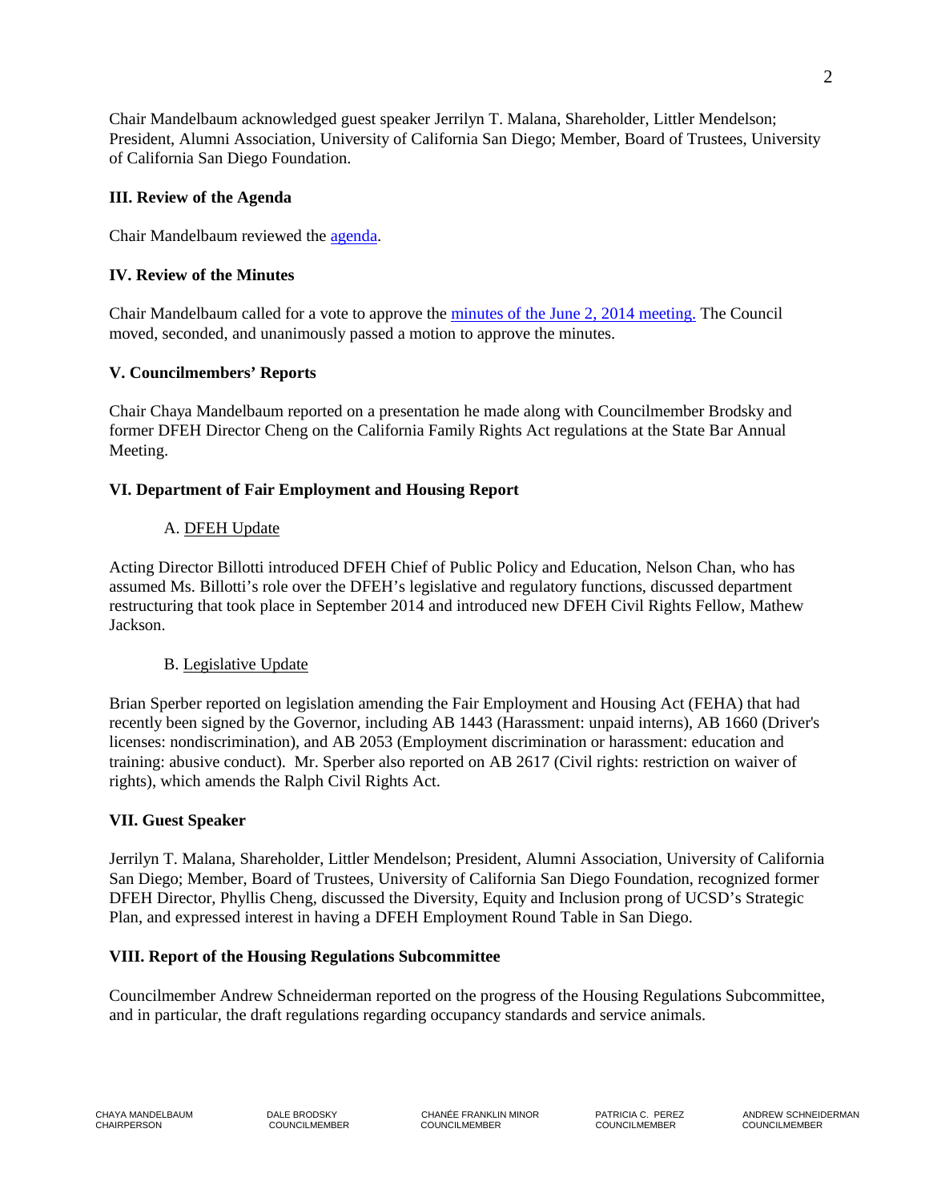Chair Mandelbaum acknowledged guest speaker Jerrilyn T. Malana, Shareholder, Littler Mendelson; President, Alumni Association, University of California San Diego; Member, Board of Trustees, University of California San Diego Foundation.

## III. Review of the Agenda

Chair Mandelbaum reviewed the agenda.

## IV. Review of the Minutes

Chair Mandelbaum called for a vote to approve the minutes of the June 2, 2014 meeting. The Council moved, seconded, and unanimously passed a motion to approve the minutes.

## V. Councilmembers' Reports

Chair Chaya Mandelbaum reported on a presentation he made along with Councilmember Brodsky and former DFEH Director Cheng on the California Family Rights Act regulations at the State Bar Annual Meeting.

## VI. Department of Fair Employment and Housing Report

### A. DFEH Update

Acting Director Billotti introduced DFEH Chief of Public Policy and Education, Nelson Chan, who has assumed Ms. Billotti's role over the DFEH's legislative and regulatory functions, discussed department restructuring that took place in September 2014 and introduced new DFEH Civil Rights Fellow, Mathew Jackson.

### B. Legislative Update

Brian Sperber reported on legislation amending the Fair Employment and Housing Act (FEHA) that had recently been signed by the Governor, including AB 1443 (Harassment: unpaid interns), AB 1660 (Driver's licenses: nondiscrimination), and AB 2053 (Employment discrimination or harassment: education and training: abusive conduct). Mr. Sperber also reported on AB 2617 (Civil rights: restriction on waiver of rights), which amends the Ralph Civil Rights Act.

## VII. Guest Speaker

Jerrilyn T. Malana, Shareholder, Littler Mendelson; President, Alumni Association, University of California San Diego; Member, Board of Trustees, University of California San Diego Foundation, recognized former DFEH Director, Phyllis Cheng, discussed the Diversity, Equity and Inclusion prong of UCSD's Strategic Plan, and expressed interest in having a DFEH Employment Round Table in San Diego.

## VIII. Report of the Housing Regulations Subcommittee

Councilmember Andrew Schneiderman reported on the progress of the Housing Regulations Subcommittee, and in particular, the draft regulations regarding occupancy standards and service animals.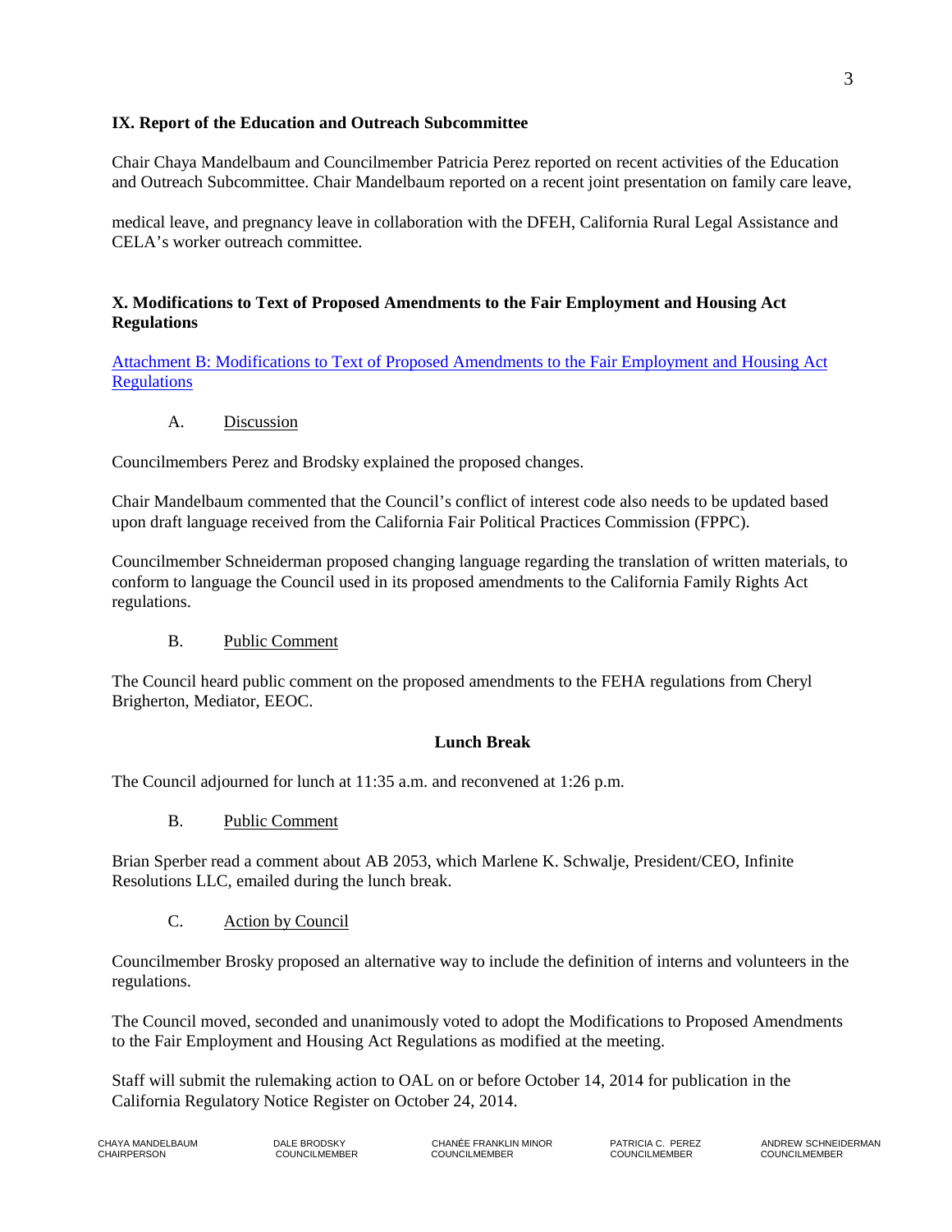### IX. Report of the Education and Outreach Subcommittee

Chair Chaya Mandelbaum and Councilmember Patricia Perez reported on recent activities of the Education and Outreach Subcommittee. Chair Mandelbaum reported on a recent joint presentation on family care leave, medical leave, and pregnancy leave in collaboration with the DFEH, California Rural Legal Assistance and CELA's worker outreach committee.

### X. Modifications to Text of Proposed Amendments to the Fair Employment and Housing Act Regulations

Attachment B: Modifications to Text of Proposed Amendments to the Fair Employment and Housing Act Regulations

A. Discussion

Councilmembers Perez and Brodsky explained the proposed changes.

Chair Mandelbaum commented that the Council's conflict of interest code also needs to be updated based upon draft language received from the California Fair Political Practices Commission (FPPC).

Councilmember Schneiderman proposed changing language regarding the translation of written materials, to conform to language the Council used in its proposed amendments to the California Family Rights Act regulations.

B. Public Comment

The Council heard public comment on the proposed amendments to the FEHA regulations from Cheryl Brigherton, Mediator, EEOC.

**Lunch Break**

The Council adjourned for lunch at 11:35 a.m. and reconvened at 1:26 p.m.

B. Public Comment

Brian Sperber read a comment about AB 2053, which Marlene K. Schwalje, President/CEO, Infinite Resolutions LLC, emailed during the lunch break.

C. Action by Council

Councilmember Brosky proposed an alternative way to include the definition of interns and volunteers in the regulations.

The Council moved, seconded and unanimously voted to adopt the Modifications to Proposed Amendments to the Fair Employment and Housing Act Regulations as modified at the meeting.

Staff will submit the rulemaking action to OAL on or before October 14, 2014 for publication in the California Regulatory Notice Register on October 24, 2014.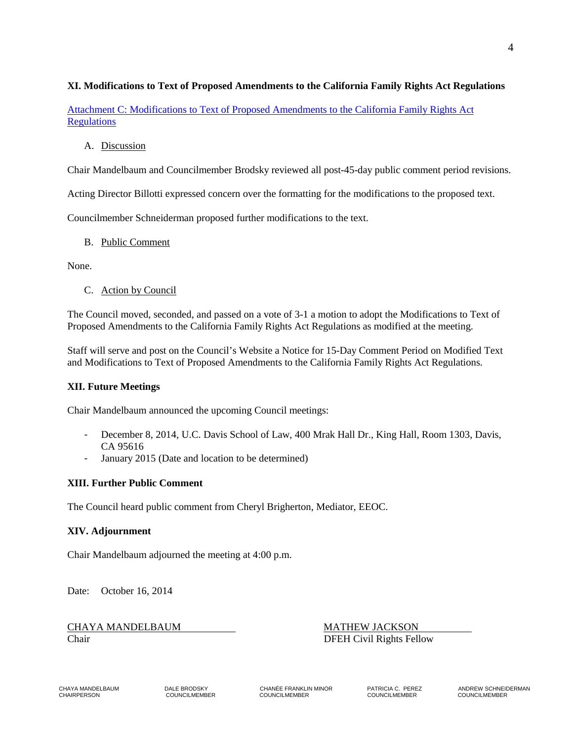**XI. Modifications to Text of Proposed Amendments to the California Family Rights Act Regulations**

Attachment C: Modifications to Text of Proposed Amendments to the California Family Rights Act Regulations

A. Discussion

Chair Mandelbaum and Councilmember Brodsky reviewed all post-45-day public comment period revisions.

Acting Director Billotti expressed concern over the formatting for the modifications to the proposed text.

Councilmember Schneiderman proposed further modifications to the text.

B. Public Comment

None.

C. Action by Council

The Council moved, seconded, and passed on a vote of 3-1 a motion to adopt the Modifications to Text of Proposed Amendments to the California Family Rights Act Regulations as modified at the meeting.

Staff will serve and post on the Council's Website a Notice for 15-Day Comment Period on Modified Text and Modifications to Text of Proposed Amendments to the California Family Rights Act Regulations.

**XII. Future Meetings**

Chair Mandelbaum announced the upcoming Council meetings:

- December 8, 2014, U.C. Davis School of Law, 400 Mrak Hall Dr., King Hall, Room 1303, Davis, CA 95616
- January 2015 (Date and location to be determined)

**XIII. Further Public Comment**

The Council heard public comment from Cheryl Brigherton, Mediator, EEOC.

**XIV. Adjournment**

Chair Mandelbaum adjourned the meeting at 4:00 p.m.

Date: October 16, 2014

CHAYA MANDELBAUM
Chair

MATHEW JACKSON
DFEH Civil Rights Fellow

CHAYA MANDELBAUM, CHAIRPERSON | DALE BRODSKY, COUNCILMEMBER | CHANÉE FRANKLIN MINOR, COUNCILMEMBER | PATRICIA C. PEREZ, COUNCILMEMBER | ANDREW SCHNEIDERMAN, COUNCILMEMBER